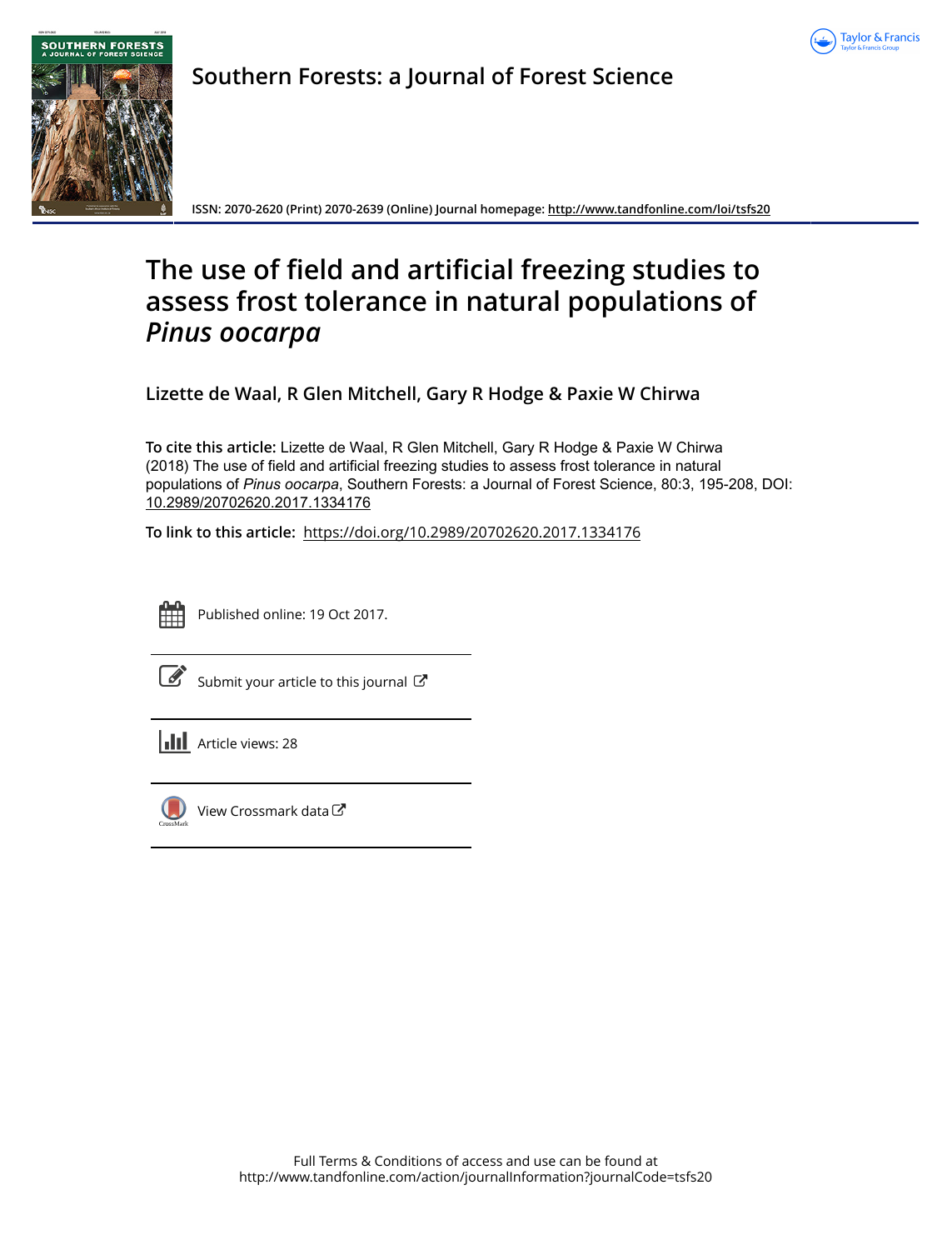Southern Forests: a Journal of Forest Science

ISSN: 2070-2620 (Print) 2070-2639 (Online) Journal homepage: http://www.tandfonline.com/loi/tsfs20

# The use of field and artificial freezing studies to assess frost tolerance in natural populations of *Pinus oocarpa*

**Lizette de Waal, R Glen Mitchell, Gary R Hodge & Paxie W Chirwa**

**To cite this article:** Lizette de Waal, R Glen Mitchell, Gary R Hodge & Paxie W Chirwa (2018) The use of field and artificial freezing studies to assess frost tolerance in natural populations of *Pinus oocarpa*, Southern Forests: a Journal of Forest Science, 80:3, 195-208, DOI: 10.2989/20702620.2017.1334176

**To link to this article:** https://doi.org/10.2989/20702620.2017.1334176

Published online: 19 Oct 2017.

Submit your article to this journal

Article views: 28

View Crossmark data

Full Terms & Conditions of access and use can be found at
http://www.tandfonline.com/action/journalInformation?journalCode=tsfs20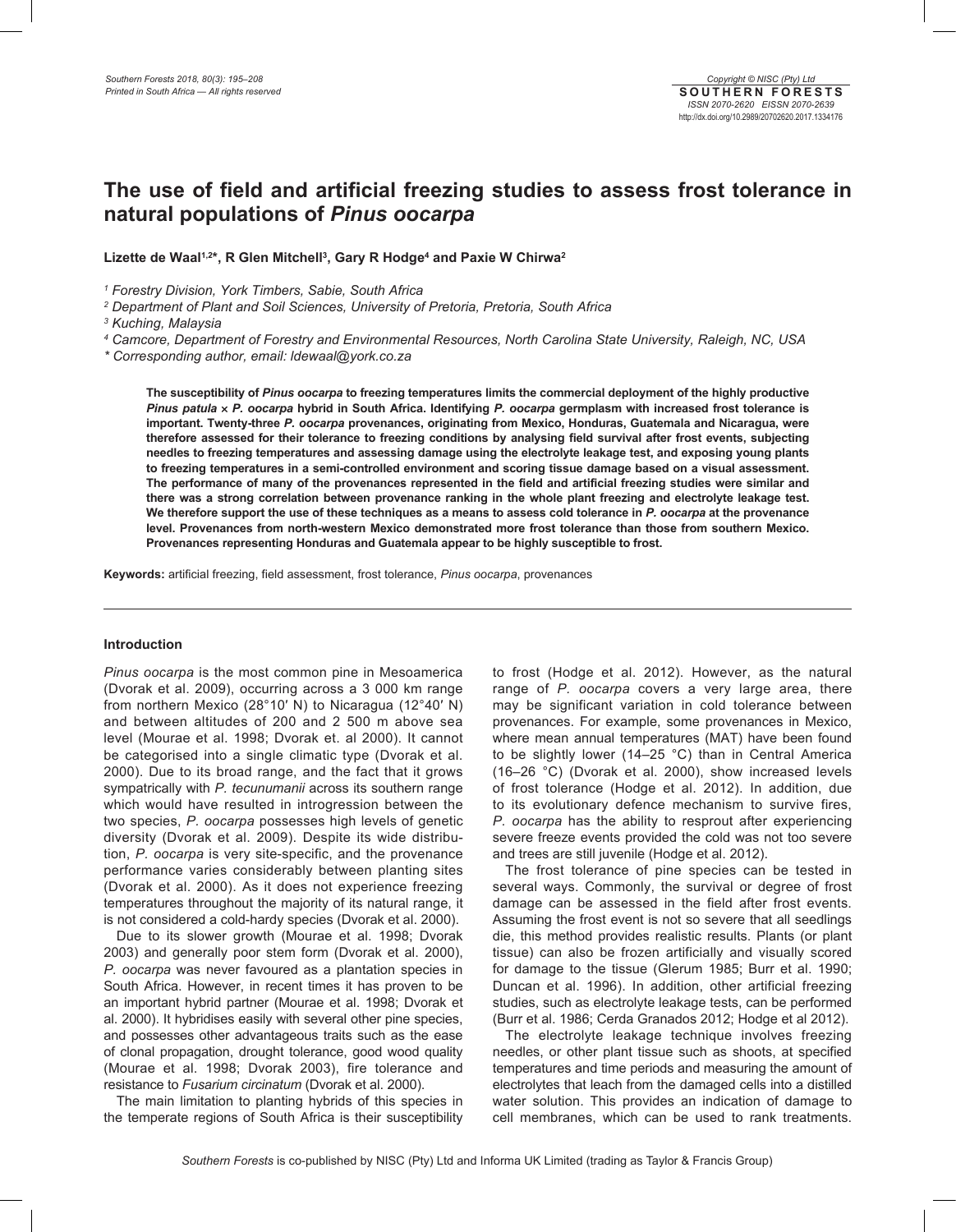# The use of field and artificial freezing studies to assess frost tolerance in natural populations of *Pinus oocarpa*

**Lizette de Waal[1,2]*, R Glen Mitchell[3], Gary R Hodge[4] and Paxie W Chirwa[2]**

[1] *Forestry Division, York Timbers, Sabie, South Africa*
[2] *Department of Plant and Soil Sciences, University of Pretoria, Pretoria, South Africa*
[3] *Kuching, Malaysia*
[4] *Camcore, Department of Forestry and Environmental Resources, North Carolina State University, Raleigh, NC, USA*
*\* Corresponding author, email: ldewaal@york.co.za*

**The susceptibility of *Pinus oocarpa* to freezing temperatures limits the commercial deployment of the highly productive *Pinus patula* × *P. oocarpa* hybrid in South Africa. Identifying *P. oocarpa* germplasm with increased frost tolerance is important. Twenty-three *P. oocarpa* provenances, originating from Mexico, Honduras, Guatemala and Nicaragua, were therefore assessed for their tolerance to freezing conditions by analysing field survival after frost events, subjecting needles to freezing temperatures and assessing damage using the electrolyte leakage test, and exposing young plants to freezing temperatures in a semi-controlled environment and scoring tissue damage based on a visual assessment. The performance of many of the provenances represented in the field and artificial freezing studies were similar and there was a strong correlation between provenance ranking in the whole plant freezing and electrolyte leakage test. We therefore support the use of these techniques as a means to assess cold tolerance in *P. oocarpa* at the provenance level. Provenances from north-western Mexico demonstrated more frost tolerance than those from southern Mexico. Provenances representing Honduras and Guatemala appear to be highly susceptible to frost.**

**Keywords:** artificial freezing, field assessment, frost tolerance, *Pinus oocarpa*, provenances

## Introduction

*Pinus oocarpa* is the most common pine in Mesoamerica (Dvorak et al. 2009), occurring across a 3 000 km range from northern Mexico (28°10′ N) to Nicaragua (12°40′ N) and between altitudes of 200 and 2 500 m above sea level (Mourae et al. 1998; Dvorak et. al 2000). It cannot be categorised into a single climatic type (Dvorak et al. 2000). Due to its broad range, and the fact that it grows sympatrically with *P. tecunumanii* across its southern range which would have resulted in introgression between the two species, *P. oocarpa* possesses high levels of genetic diversity (Dvorak et al. 2009). Despite its wide distribution, *P. oocarpa* is very site-specific, and the provenance performance varies considerably between planting sites (Dvorak et al. 2000). As it does not experience freezing temperatures throughout the majority of its natural range, it is not considered a cold-hardy species (Dvorak et al. 2000).

Due to its slower growth (Mourae et al. 1998; Dvorak 2003) and generally poor stem form (Dvorak et al. 2000), *P. oocarpa* was never favoured as a plantation species in South Africa. However, in recent times it has proven to be an important hybrid partner (Mourae et al. 1998; Dvorak et al. 2000). It hybridises easily with several other pine species, and possesses other advantageous traits such as the ease of clonal propagation, drought tolerance, good wood quality (Mourae et al. 1998; Dvorak 2003), fire tolerance and resistance to *Fusarium circinatum* (Dvorak et al. 2000).

The main limitation to planting hybrids of this species in the temperate regions of South Africa is their susceptibility to frost (Hodge et al. 2012). However, as the natural range of *P. oocarpa* covers a very large area, there may be significant variation in cold tolerance between provenances. For example, some provenances in Mexico, where mean annual temperatures (MAT) have been found to be slightly lower (14–25 °C) than in Central America (16–26 °C) (Dvorak et al. 2000), show increased levels of frost tolerance (Hodge et al. 2012). In addition, due to its evolutionary defence mechanism to survive fires, *P. oocarpa* has the ability to resprout after experiencing severe freeze events provided the cold was not too severe and trees are still juvenile (Hodge et al. 2012).

The frost tolerance of pine species can be tested in several ways. Commonly, the survival or degree of frost damage can be assessed in the field after frost events. Assuming the frost event is not so severe that all seedlings die, this method provides realistic results. Plants (or plant tissue) can also be frozen artificially and visually scored for damage to the tissue (Glerum 1985; Burr et al. 1990; Duncan et al. 1996). In addition, other artificial freezing studies, such as electrolyte leakage tests, can be performed (Burr et al. 1986; Cerda Granados 2012; Hodge et al 2012).

The electrolyte leakage technique involves freezing needles, or other plant tissue such as shoots, at specified temperatures and time periods and measuring the amount of electrolytes that leach from the damaged cells into a distilled water solution. This provides an indication of damage to cell membranes, which can be used to rank treatments.

*Southern Forests* is co-published by NISC (Pty) Ltd and Informa UK Limited (trading as Taylor & Francis Group)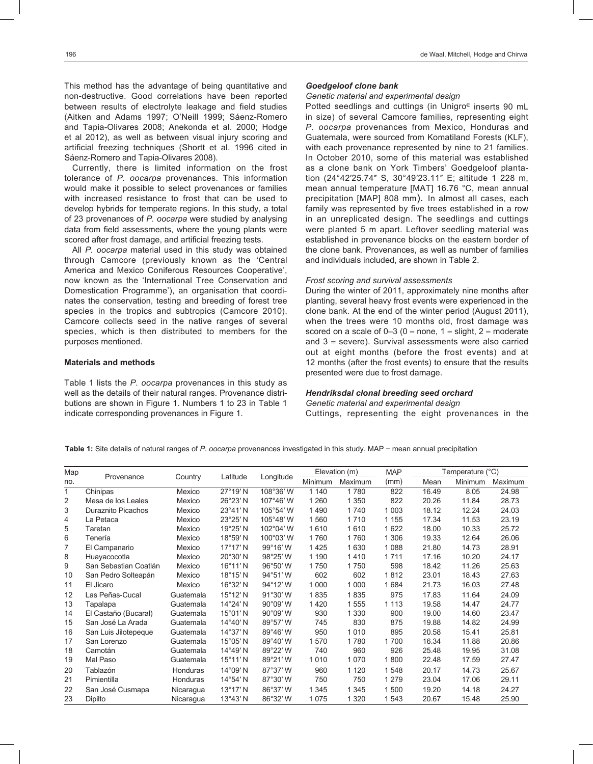This method has the advantage of being quantitative and non-destructive. Good correlations have been reported between results of electrolyte leakage and field studies (Aitken and Adams 1997; O'Neill 1999; Sáenz-Romero and Tapia-Olivares 2008; Anekonda et al. 2000; Hodge et al 2012), as well as between visual injury scoring and artificial freezing techniques (Shortt et al. 1996 cited in Sáenz-Romero and Tapia-Olivares 2008).

Currently, there is limited information on the frost tolerance of *P. oocarpa* provenances. This information would make it possible to select provenances or families with increased resistance to frost that can be used to develop hybrids for temperate regions. In this study, a total of 23 provenances of *P. oocarpa* were studied by analysing data from field assessments, where the young plants were scored after frost damage, and artificial freezing tests.

All *P. oocarpa* material used in this study was obtained through Camcore (previously known as the 'Central America and Mexico Coniferous Resources Cooperative', now known as the 'International Tree Conservation and Domestication Programme'), an organisation that coordinates the conservation, testing and breeding of forest tree species in the tropics and subtropics (Camcore 2010). Camcore collects seed in the native ranges of several species, which is then distributed to members for the purposes mentioned.

## Materials and methods

Table 1 lists the *P. oocarpa* provenances in this study as well as the details of their natural ranges. Provenance distributions are shown in Figure 1. Numbers 1 to 23 in Table 1 indicate corresponding provenances in Figure 1.

### *Goedgeloof clone bank*

*Genetic material and experimental design*

Potted seedlings and cuttings (in Unigro© inserts 90 mL in size) of several Camcore families, representing eight *P. oocarpa* provenances from Mexico, Honduras and Guatemala, were sourced from Komatiland Forests (KLF), with each provenance represented by nine to 21 families. In October 2010, some of this material was established as a clone bank on York Timbers' Goedgeloof plantation (24°42′25.74″ S, 30°49′23.11″ E; altitude 1 228 m, mean annual temperature [MAT] 16.76 °C, mean annual precipitation [MAP] 808 mm). In almost all cases, each family was represented by five trees established in a row in an unreplicated design. The seedlings and cuttings were planted 5 m apart. Leftover seedling material was established in provenance blocks on the eastern border of the clone bank. Provenances, as well as number of families and individuals included, are shown in Table 2.

*Frost scoring and survival assessments*

During the winter of 2011, approximately nine months after planting, several heavy frost events were experienced in the clone bank. At the end of the winter period (August 2011), when the trees were 10 months old, frost damage was scored on a scale of 0–3 (0 = none, 1 = slight, 2 = moderate and 3 = severe). Survival assessments were also carried out at eight months (before the frost events) and at 12 months (after the frost events) to ensure that the results presented were due to frost damage.

### *Hendriksdal clonal breeding seed orchard*

*Genetic material and experimental design*

Cuttings, representing the eight provenances in the

**Table 1:** Site details of natural ranges of *P. oocarpa* provenances investigated in this study. MAP = mean annual precipitation

| Map no. | Provenance | Country | Latitude | Longitude | Elevation (m) | | MAP (mm) | Temperature (°C) | | |
|---|---|---|---|---|---|---|---|---|---|---|
| | | | | | Minimum | Maximum | | Mean | Minimum | Maximum |
| 1 | Chinipas | Mexico | 27°19′ N | 108°36′ W | 1 140 | 1 780 | 822 | 16.49 | 8.05 | 24.98 |
| 2 | Mesa de los Leales | Mexico | 26°23′ N | 107°46′ W | 1 260 | 1 350 | 822 | 20.26 | 11.84 | 28.73 |
| 3 | Duraznito Picachos | Mexico | 23°41′ N | 105°54′ W | 1 490 | 1 740 | 1 003 | 18.12 | 12.24 | 24.03 |
| 4 | La Petaca | Mexico | 23°25′ N | 105°48′ W | 1 560 | 1 710 | 1 155 | 17.34 | 11.53 | 23.19 |
| 5 | Taretan | Mexico | 19°25′ N | 102°04′ W | 1 610 | 1 610 | 1 622 | 18.00 | 10.33 | 25.72 |
| 6 | Tenería | Mexico | 18°59′ N | 100°03′ W | 1 760 | 1 760 | 1 306 | 19.33 | 12.64 | 26.06 |
| 7 | El Campanario | Mexico | 17°17′ N | 99°16′ W | 1 425 | 1 630 | 1 088 | 21.80 | 14.73 | 28.91 |
| 8 | Huayacocotla | Mexico | 20°30′ N | 98°25′ W | 1 190 | 1 410 | 1 711 | 17.16 | 10.20 | 24.17 |
| 9 | San Sebastian Coatlán | Mexico | 16°11′ N | 96°50′ W | 1 750 | 1 750 | 598 | 18.42 | 11.26 | 25.63 |
| 10 | San Pedro Solteapán | Mexico | 18°15′ N | 94°51′ W | 602 | 602 | 1 812 | 23.01 | 18.43 | 27.63 |
| 11 | El Jicaro | Mexico | 16°32′ N | 94°12′ W | 1 000 | 1 000 | 1 684 | 21.73 | 16.03 | 27.48 |
| 12 | Las Peñas-Cucal | Guatemala | 15°12′ N | 91°30′ W | 1 835 | 1 835 | 975 | 17.83 | 11.64 | 24.09 |
| 13 | Tapalapa | Guatemala | 14°24′ N | 90°09′ W | 1 420 | 1 555 | 1 113 | 19.58 | 14.47 | 24.77 |
| 14 | El Castaño (Bucaral) | Guatemala | 15°01′ N | 90°09′ W | 930 | 1 330 | 900 | 19.00 | 14.60 | 23.47 |
| 15 | San José La Arada | Guatemala | 14°40′ N | 89°57′ W | 745 | 830 | 875 | 19.88 | 14.82 | 24.99 |
| 16 | San Luis Jilotepeque | Guatemala | 14°37′ N | 89°46′ W | 950 | 1 010 | 895 | 20.58 | 15.41 | 25.81 |
| 17 | San Lorenzo | Guatemala | 15°05′ N | 89°40′ W | 1 570 | 1 780 | 1 700 | 16.34 | 11.88 | 20.86 |
| 18 | Camotán | Guatemala | 14°49′ N | 89°22′ W | 740 | 960 | 926 | 25.48 | 19.95 | 31.08 |
| 19 | Mal Paso | Guatemala | 15°11′ N | 89°21′ W | 1 010 | 1 070 | 1 800 | 22.48 | 17.59 | 27.47 |
| 20 | Tablazón | Honduras | 14°09′ N | 87°37′ W | 960 | 1 120 | 1 548 | 20.17 | 14.73 | 25.67 |
| 21 | Pimientilla | Honduras | 14°54′ N | 87°30′ W | 750 | 750 | 1 279 | 23.04 | 17.06 | 29.11 |
| 22 | San José Cusmapa | Nicaragua | 13°17′ N | 86°37′ W | 1 345 | 1 345 | 1 500 | 19.20 | 14.18 | 24.27 |
| 23 | Dipilto | Nicaragua | 13°43′ N | 86°32′ W | 1 075 | 1 320 | 1 543 | 20.67 | 15.48 | 25.90 |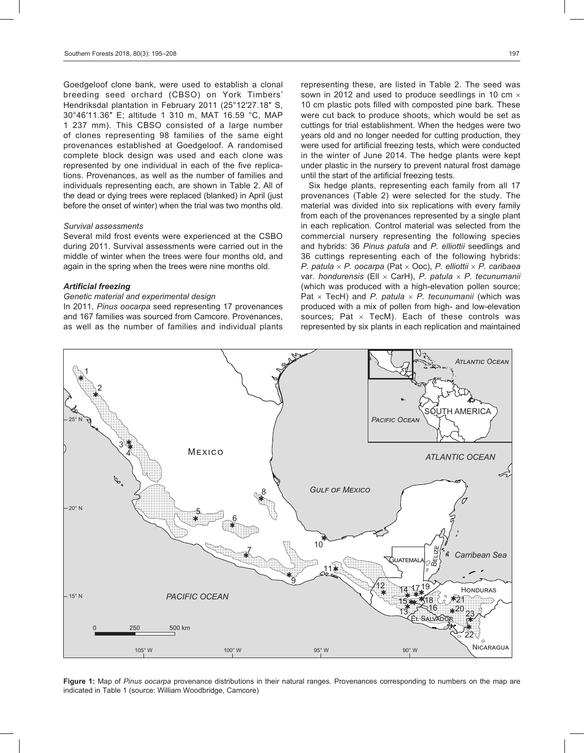Goedgeloof clone bank, were used to establish a clonal breeding seed orchard (CBSO) on York Timbers' Hendriksdal plantation in February 2011 (25°12′27.18″ S, 30°46′11.36″ E; altitude 1 310 m, MAT 16.59 °C, MAP 1 237 mm). This CBSO consisted of a large number of clones representing 98 families of the same eight provenances established at Goedgeloof. A randomised complete block design was used and each clone was represented by one individual in each of the five replications. Provenances, as well as the number of families and individuals representing each, are shown in Table 2. All of the dead or dying trees were replaced (blanked) in April (just before the onset of winter) when the trial was two months old.

*Survival assessments*

Several mild frost events were experienced at the CSBO during 2011. Survival assessments were carried out in the middle of winter when the trees were four months old, and again in the spring when the trees were nine months old.

### *Artificial freezing*

*Genetic material and experimental design*

In 2011, *Pinus oocarpa* seed representing 17 provenances and 167 families was sourced from Camcore. Provenances, as well as the number of families and individual plants representing these, are listed in Table 2. The seed was sown in 2012 and used to produce seedlings in 10 cm × 10 cm plastic pots filled with composted pine bark. These were cut back to produce shoots, which would be set as cuttings for trial establishment. When the hedges were two years old and no longer needed for cutting production, they were used for artificial freezing tests, which were conducted in the winter of June 2014. The hedge plants were kept under plastic in the nursery to prevent natural frost damage until the start of the artificial freezing tests.

Six hedge plants, representing each family from all 17 provenances (Table 2) were selected for the study. The material was divided into six replications with every family from each of the provenances represented by a single plant in each replication. Control material was selected from the commercial nursery representing the following species and hybrids: 36 *Pinus patula* and *P. elliottii* seedlings and 36 cuttings representing each of the following hybrids: *P. patula* × *P. oocarpa* (Pat × Ooc), *P. elliottii* × *P. caribaea* var. *hondurensis* (Ell × CarH), *P. patula* × *P. tecunumanii* (which was produced with a high-elevation pollen source; Pat × TecH) and *P. patula* × *P. tecunumanii* (which was produced with a mix of pollen from high- and low-elevation sources; Pat × TecM). Each of these controls was represented by six plants in each replication and maintained

**Figure 1:** Map of *Pinus oocarpa* provenance distributions in their natural ranges. Provenances corresponding to numbers on the map are indicated in Table 1 (source: William Woodbridge, Camcore)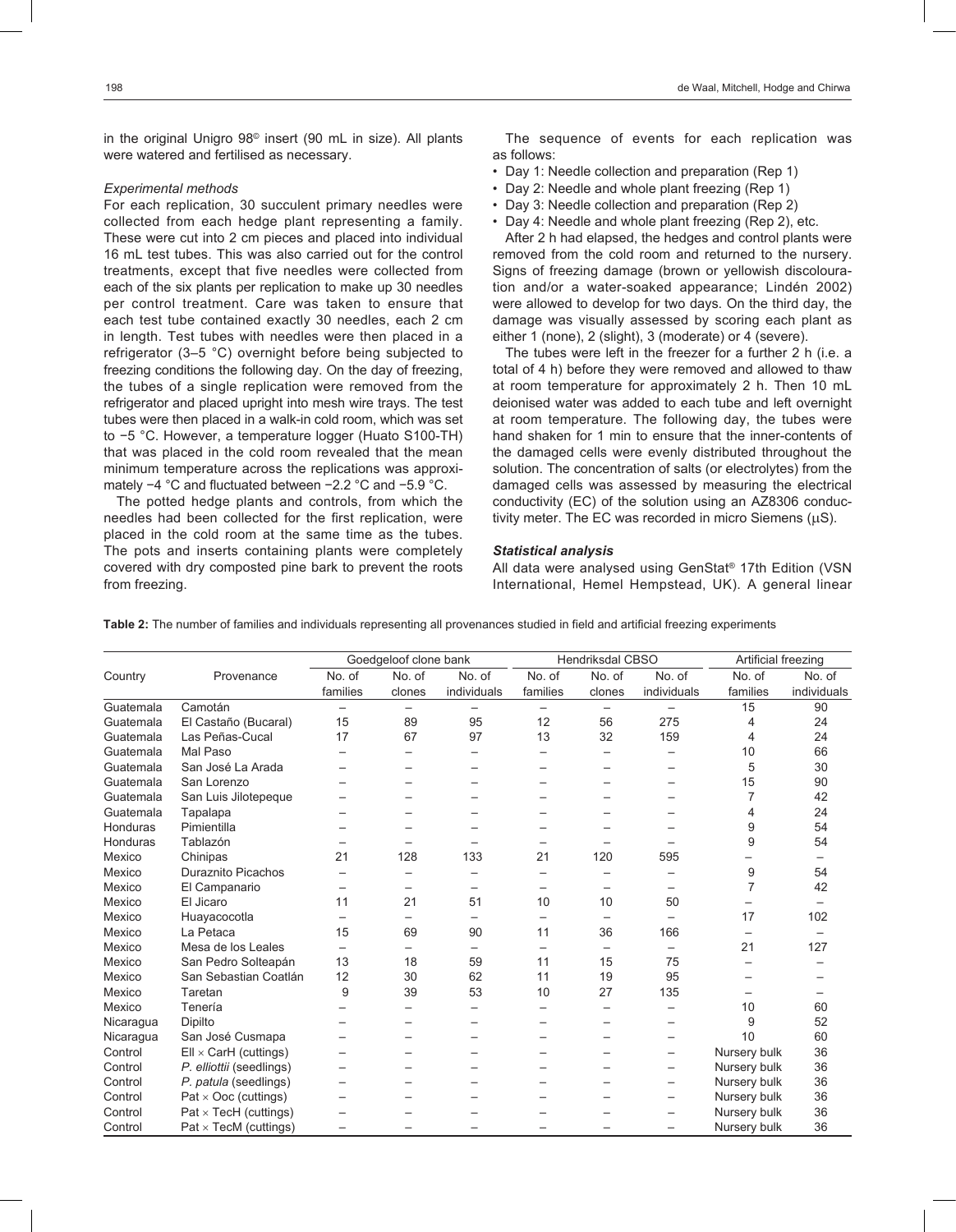in the original Unigro 98© insert (90 mL in size). All plants were watered and fertilised as necessary.

### *Experimental methods*

For each replication, 30 succulent primary needles were collected from each hedge plant representing a family. These were cut into 2 cm pieces and placed into individual 16 mL test tubes. This was also carried out for the control treatments, except that five needles were collected from each of the six plants per replication to make up 30 needles per control treatment. Care was taken to ensure that each test tube contained exactly 30 needles, each 2 cm in length. Test tubes with needles were then placed in a refrigerator (3–5 °C) overnight before being subjected to freezing conditions the following day. On the day of freezing, the tubes of a single replication were removed from the refrigerator and placed upright into mesh wire trays. The test tubes were then placed in a walk-in cold room, which was set to −5 °C. However, a temperature logger (Huato S100-TH) that was placed in the cold room revealed that the mean minimum temperature across the replications was approximately −4 °C and fluctuated between −2.2 °C and −5.9 °C.

The potted hedge plants and controls, from which the needles had been collected for the first replication, were placed in the cold room at the same time as the tubes. The pots and inserts containing plants were completely covered with dry composted pine bark to prevent the roots from freezing.

The sequence of events for each replication was as follows:

- Day 1: Needle collection and preparation (Rep 1)
- Day 2: Needle and whole plant freezing (Rep 1)
- Day 3: Needle collection and preparation (Rep 2)
- Day 4: Needle and whole plant freezing (Rep 2), etc.

After 2 h had elapsed, the hedges and control plants were removed from the cold room and returned to the nursery. Signs of freezing damage (brown or yellowish discolouration and/or a water-soaked appearance; Lindén 2002) were allowed to develop for two days. On the third day, the damage was visually assessed by scoring each plant as either 1 (none), 2 (slight), 3 (moderate) or 4 (severe).

The tubes were left in the freezer for a further 2 h (i.e. a total of 4 h) before they were removed and allowed to thaw at room temperature for approximately 2 h. Then 10 mL deionised water was added to each tube and left overnight at room temperature. The following day, the tubes were hand shaken for 1 min to ensure that the inner-contents of the damaged cells were evenly distributed throughout the solution. The concentration of salts (or electrolytes) from the damaged cells was assessed by measuring the electrical conductivity (EC) of the solution using an AZ8306 conductivity meter. The EC was recorded in micro Siemens (μS).

### *Statistical analysis*

All data were analysed using GenStat® 17th Edition (VSN International, Hemel Hempstead, UK). A general linear

**Table 2:** The number of families and individuals representing all provenances studied in field and artificial freezing experiments

| Country | Provenance | Goedgeloof clone bank | | | Hendriksdal CBSO | | | Artificial freezing | |
|---|---|---|---|---|---|---|---|---|---|
| | | No. of families | No. of clones | No. of individuals | No. of families | No. of clones | No. of individuals | No. of families | No. of individuals |
| Guatemala | Camotán | – | – | – | – | – | – | 15 | 90 |
| Guatemala | El Castaño (Bucaral) | 15 | 89 | 95 | 12 | 56 | 275 | 4 | 24 |
| Guatemala | Las Peñas-Cucal | 17 | 67 | 97 | 13 | 32 | 159 | 4 | 24 |
| Guatemala | Mal Paso | – | – | – | – | – | – | 10 | 66 |
| Guatemala | San José La Arada | – | – | – | – | – | – | 5 | 30 |
| Guatemala | San Lorenzo | – | – | – | – | – | – | 15 | 90 |
| Guatemala | San Luis Jilotepeque | – | – | – | – | – | – | 7 | 42 |
| Guatemala | Tapalapa | – | – | – | – | – | – | 4 | 24 |
| Honduras | Pimientilla | – | – | – | – | – | – | 9 | 54 |
| Honduras | Tablazón | – | – | – | – | – | – | 9 | 54 |
| Mexico | Chinipas | 21 | 128 | 133 | 21 | 120 | 595 | – | – |
| Mexico | Duraznito Picachos | – | – | – | – | – | – | 9 | 54 |
| Mexico | El Campanario | – | – | – | – | – | – | 7 | 42 |
| Mexico | El Jicaro | 11 | 21 | 51 | 10 | 10 | 50 | – | – |
| Mexico | Huayacocotla | – | – | – | – | – | – | 17 | 102 |
| Mexico | La Petaca | 15 | 69 | 90 | 11 | 36 | 166 | – | – |
| Mexico | Mesa de los Leales | – | – | – | – | – | – | 21 | 127 |
| Mexico | San Pedro Solteapán | 13 | 18 | 59 | 11 | 15 | 75 | – | – |
| Mexico | San Sebastian Coatlán | 12 | 30 | 62 | 11 | 19 | 95 | – | – |
| Mexico | Taretan | 9 | 39 | 53 | 10 | 27 | 135 | – | – |
| Mexico | Tenería | – | – | – | – | – | – | 10 | 60 |
| Nicaragua | Dipilto | – | – | – | – | – | – | 9 | 52 |
| Nicaragua | San José Cusmapa | – | – | – | – | – | – | 10 | 60 |
| Control | Ell × CarH (cuttings) | – | – | – | – | – | – | Nursery bulk | 36 |
| Control | *P. elliottii* (seedlings) | – | – | – | – | – | – | Nursery bulk | 36 |
| Control | *P. patula* (seedlings) | – | – | – | – | – | – | Nursery bulk | 36 |
| Control | Pat × Ooc (cuttings) | – | – | – | – | – | – | Nursery bulk | 36 |
| Control | Pat × TecH (cuttings) | – | – | – | – | – | – | Nursery bulk | 36 |
| Control | Pat × TecM (cuttings) | – | – | – | – | – | – | Nursery bulk | 36 |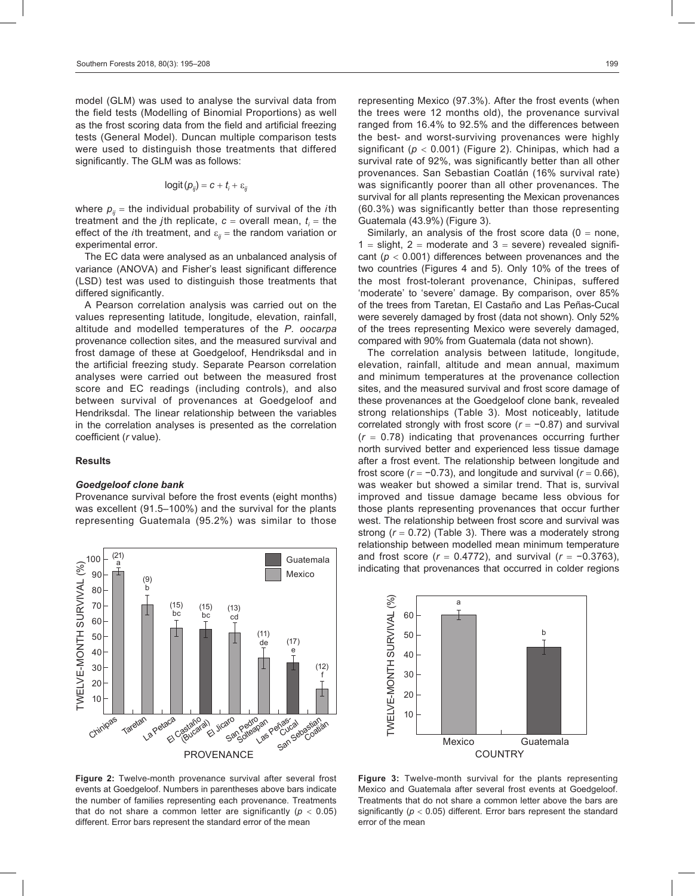model (GLM) was used to analyse the survival data from the field tests (Modelling of Binomial Proportions) as well as the frost scoring data from the field and artificial freezing tests (General Model). Duncan multiple comparison tests were used to distinguish those treatments that differed significantly. The GLM was as follows:

$$\text{logit}(p_{ij}) = c + t_i + \varepsilon_{ij}$$

where $p_{ij}$ = the individual probability of survival of the $i$th treatment and the $j$th replicate, $c$ = overall mean, $t_i$ = the effect of the $i$th treatment, and $\varepsilon_{ij}$ = the random variation or experimental error.

The EC data were analysed as an unbalanced analysis of variance (ANOVA) and Fisher's least significant difference (LSD) test was used to distinguish those treatments that differed significantly.

A Pearson correlation analysis was carried out on the values representing latitude, longitude, elevation, rainfall, altitude and modelled temperatures of the *P. oocarpa* provenance collection sites, and the measured survival and frost damage of these at Goedgeloof, Hendriksdal and in the artificial freezing study. Separate Pearson correlation analyses were carried out between the measured frost score and EC readings (including controls), and also between survival of provenances at Goedgeloof and Hendriksdal. The linear relationship between the variables in the correlation analyses is presented as the correlation coefficient ($r$ value).

## Results

### *Goedgeloof clone bank*

Provenance survival before the frost events (eight months) was excellent (91.5–100%) and the survival for the plants representing Guatemala (95.2%) was similar to those representing Mexico (97.3%). After the frost events (when the trees were 12 months old), the provenance survival ranged from 16.4% to 92.5% and the differences between the best- and worst-surviving provenances were highly significant ($p < 0.001$) (Figure 2). Chinipas, which had a survival rate of 92%, was significantly better than all other provenances. San Sebastian Coatlán (16% survival rate) was significantly poorer than all other provenances. The survival for all plants representing the Mexican provenances (60.3%) was significantly better than those representing Guatemala (43.9%) (Figure 3).

Similarly, an analysis of the frost score data (0 = none, 1 = slight, 2 = moderate and 3 = severe) revealed significant ($p < 0.001$) differences between provenances and the two countries (Figures 4 and 5). Only 10% of the trees of the most frost-tolerant provenance, Chinipas, suffered 'moderate' to 'severe' damage. By comparison, over 85% of the trees from Taretan, El Castaño and Las Peñas-Cucal were severely damaged by frost (data not shown). Only 52% of the trees representing Mexico were severely damaged, compared with 90% from Guatemala (data not shown).

The correlation analysis between latitude, longitude, elevation, rainfall, altitude and mean annual, maximum and minimum temperatures at the provenance collection sites, and the measured survival and frost score damage of these provenances at the Goedgeloof clone bank, revealed strong relationships (Table 3). Most noticeably, latitude correlated strongly with frost score ($r = −0.87$) and survival ($r = 0.78$) indicating that provenances occurring further north survived better and experienced less tissue damage after a frost event. The relationship between longitude and frost score ($r = −0.73$), and longitude and survival ($r = 0.66$), was weaker but showed a similar trend. That is, survival improved and tissue damage became less obvious for those plants representing provenances that occur further west. The relationship between frost score and survival was strong ($r = 0.72$) (Table 3). There was a moderately strong relationship between modelled mean minimum temperature and frost score ($r = 0.4772$), and survival ($r = −0.3763$), indicating that provenances that occurred in colder regions

**Figure 2:** Twelve-month provenance survival after several frost events at Goedgeloof. Numbers in parentheses above bars indicate the number of families representing each provenance. Treatments that do not share a common letter are significantly ($p < 0.05$) different. Error bars represent the standard error of the mean

**Figure 3:** Twelve-month survival for the plants representing Mexico and Guatemala after several frost events at Goedgeloof. Treatments that do not share a common letter above the bars are significantly ($p < 0.05$) different. Error bars represent the standard error of the mean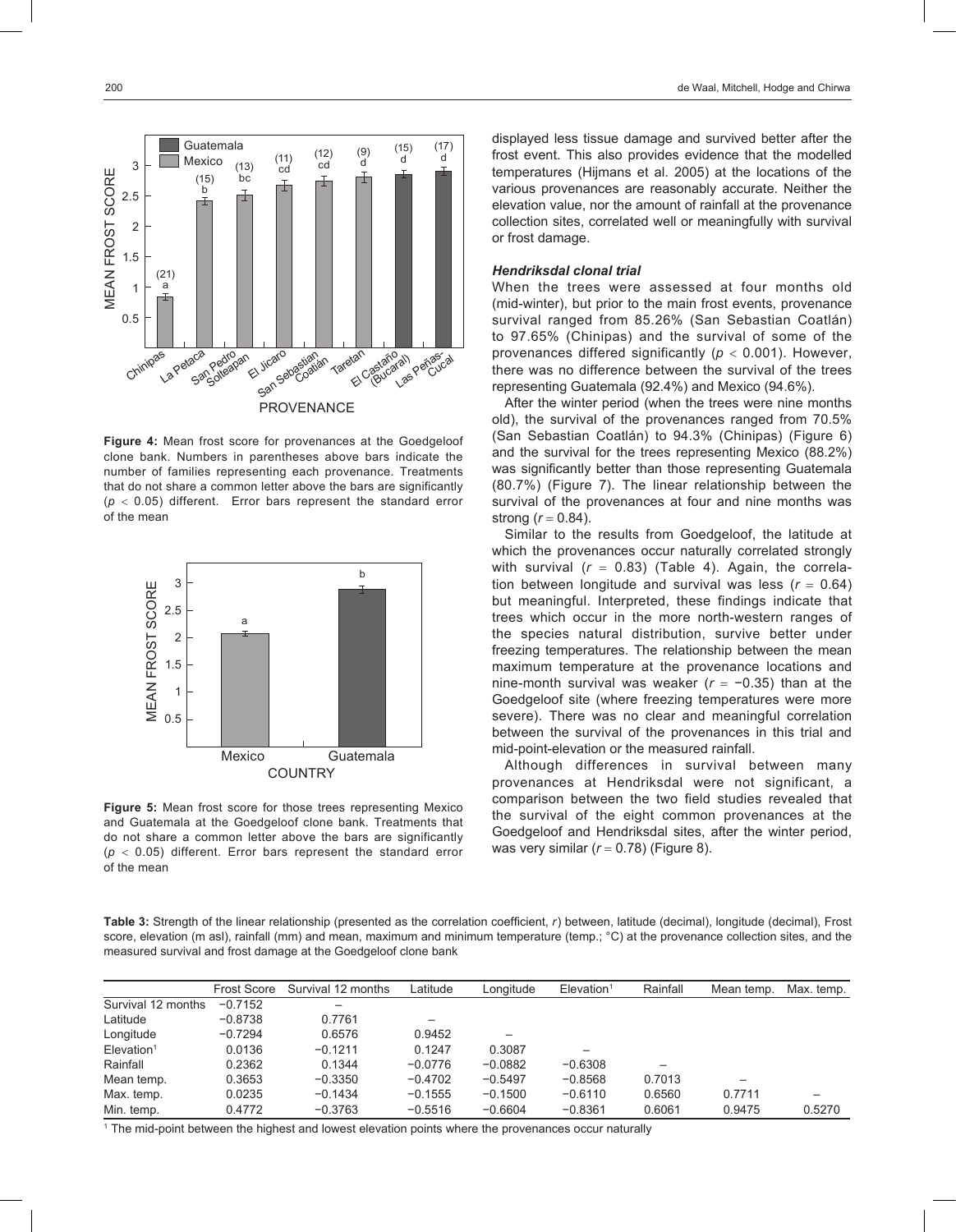Figure 4: Mean frost score for provenances at the Goedgeloof clone bank. Numbers in parentheses above bars indicate the number of families representing each provenance. Treatments that do not share a common letter above the bars are significantly ($p < 0.05$) different. Error bars represent the standard error of the mean

Figure 5: Mean frost score for those trees representing Mexico and Guatemala at the Goedgeloof clone bank. Treatments that do not share a common letter above the bars are significantly ($p < 0.05$) different. Error bars represent the standard error of the mean

displayed less tissue damage and survived better after the frost event. This also provides evidence that the modelled temperatures (Hijmans et al. 2005) at the locations of the various provenances are reasonably accurate. Neither the elevation value, nor the amount of rainfall at the provenance collection sites, correlated well or meaningfully with survival or frost damage.

### *Hendriksdal clonal trial*

When the trees were assessed at four months old (mid-winter), but prior to the main frost events, provenance survival ranged from 85.26% (San Sebastian Coatlán) to 97.65% (Chinipas) and the survival of some of the provenances differed significantly ($p < 0.001$). However, there was no difference between the survival of the trees representing Guatemala (92.4%) and Mexico (94.6%).

After the winter period (when the trees were nine months old), the survival of the provenances ranged from 70.5% (San Sebastian Coatlán) to 94.3% (Chinipas) (Figure 6) and the survival for the trees representing Mexico (88.2%) was significantly better than those representing Guatemala (80.7%) (Figure 7). The linear relationship between the survival of the provenances at four and nine months was strong ($r = 0.84$).

Similar to the results from Goedgeloof, the latitude at which the provenances occur naturally correlated strongly with survival ($r = 0.83$) (Table 4). Again, the correlation between longitude and survival was less ($r = 0.64$) but meaningful. Interpreted, these findings indicate that trees which occur in the more north-western ranges of the species natural distribution, survive better under freezing temperatures. The relationship between the mean maximum temperature at the provenance locations and nine-month survival was weaker ($r = -0.35$) than at the Goedgeloof site (where freezing temperatures were more severe). There was no clear and meaningful correlation between the survival of the provenances in this trial and mid-point-elevation or the measured rainfall.

Although differences in survival between many provenances at Hendriksdal were not significant, a comparison between the two field studies revealed that the survival of the eight common provenances at the Goedgeloof and Hendriksdal sites, after the winter period, was very similar ($r = 0.78$) (Figure 8).

**Table 3:** Strength of the linear relationship (presented as the correlation coefficient, *r*) between, latitude (decimal), longitude (decimal), Frost score, elevation (m asl), rainfall (mm) and mean, maximum and minimum temperature (temp.; °C) at the provenance collection sites, and the measured survival and frost damage at the Goedgeloof clone bank

| | Frost Score | Survival 12 months | Latitude | Longitude | Elevation[1] | Rainfall | Mean temp. | Max. temp. |
|---|---|---|---|---|---|---|---|---|
| Survival 12 months | −0.7152 | – | | | | | | |
| Latitude | −0.8738 | 0.7761 | – | | | | | |
| Longitude | −0.7294 | 0.6576 | 0.9452 | – | | | | |
| Elevation[1] | 0.0136 | −0.1211 | 0.1247 | 0.3087 | – | | | |
| Rainfall | 0.2362 | 0.1344 | −0.0776 | −0.0882 | −0.6308 | – | | |
| Mean temp. | 0.3653 | −0.3350 | −0.4702 | −0.5497 | −0.8568 | 0.7013 | – | |
| Max. temp. | 0.0235 | −0.1434 | −0.1555 | −0.1500 | −0.6110 | 0.6560 | 0.7711 | – |
| Min. temp. | 0.4772 | −0.3763 | −0.5516 | −0.6604 | −0.8361 | 0.6061 | 0.9475 | 0.5270 |

[1] The mid-point between the highest and lowest elevation points where the provenances occur naturally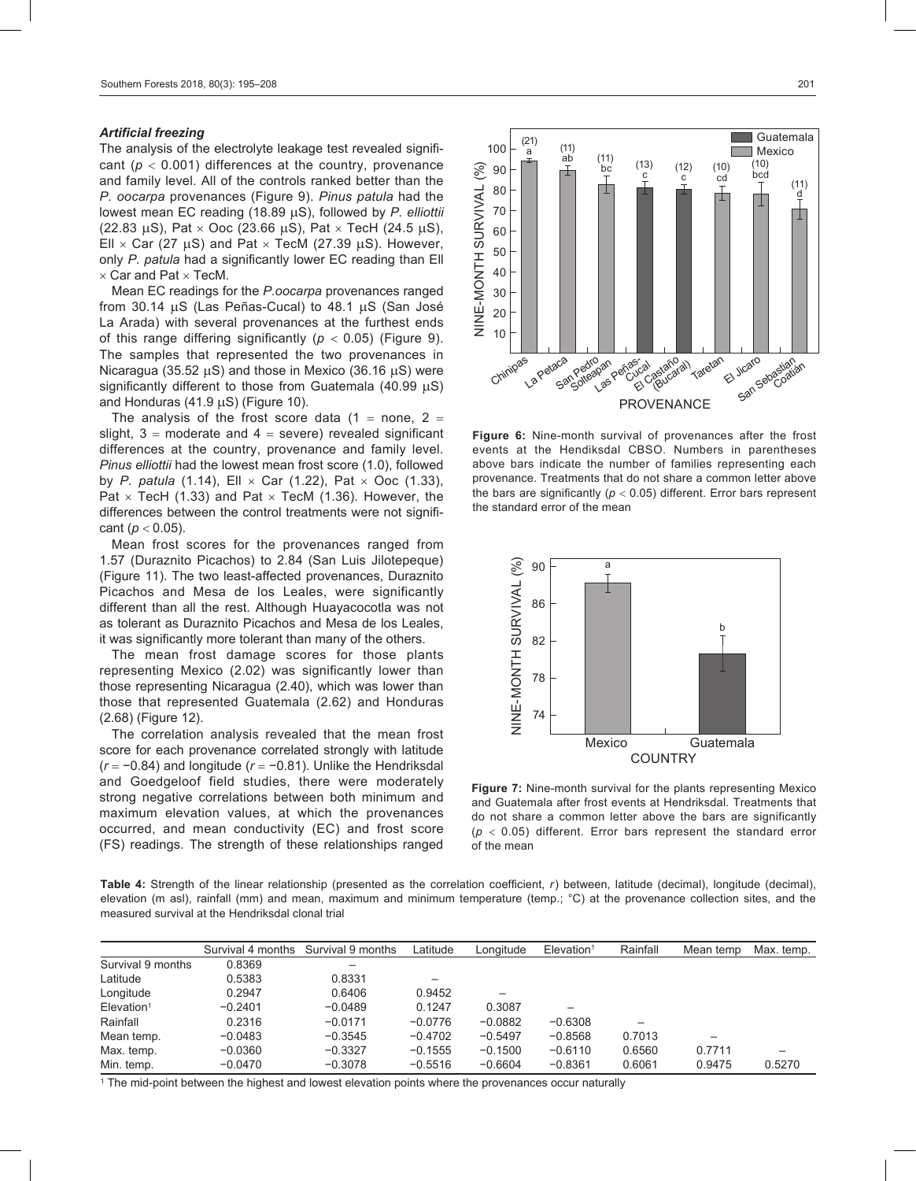### *Artificial freezing*

The analysis of the electrolyte leakage test revealed significant ($p < 0.001$) differences at the country, provenance and family level. All of the controls ranked better than the *P. oocarpa* provenances (Figure 9). *Pinus patula* had the lowest mean EC reading (18.89 μS), followed by *P. elliottii* (22.83 μS), Pat × Ooc (23.66 μS), Pat × TecH (24.5 μS), Ell × Car (27 μS) and Pat × TecM (27.39 μS). However, only *P. patula* had a significantly lower EC reading than Ell × Car and Pat × TecM.

Mean EC readings for the *P.oocarpa* provenances ranged from 30.14 μS (Las Peñas-Cucal) to 48.1 μS (San José La Arada) with several provenances at the furthest ends of this range differing significantly ($p < 0.05$) (Figure 9). The samples that represented the two provenances in Nicaragua (35.52 μS) and those in Mexico (36.16 μS) were significantly different to those from Guatemala (40.99 μS) and Honduras (41.9 μS) (Figure 10).

The analysis of the frost score data (1 = none, 2 = slight, 3 = moderate and 4 = severe) revealed significant differences at the country, provenance and family level. *Pinus elliottii* had the lowest mean frost score (1.0), followed by *P. patula* (1.14), Ell × Car (1.22), Pat × Ooc (1.33), Pat × TecH (1.33) and Pat × TecM (1.36). However, the differences between the control treatments were not significant ($p < 0.05$).

Mean frost scores for the provenances ranged from 1.57 (Duraznito Picachos) to 2.84 (San Luis Jilotepeque) (Figure 11). The two least-affected provenances, Duraznito Picachos and Mesa de los Leales, were significantly different than all the rest. Although Huayacocotla was not as tolerant as Duraznito Picachos and Mesa de los Leales, it was significantly more tolerant than many of the others.

The mean frost damage scores for those plants representing Mexico (2.02) was significantly lower than those representing Nicaragua (2.40), which was lower than those that represented Guatemala (2.62) and Honduras (2.68) (Figure 12).

The correlation analysis revealed that the mean frost score for each provenance correlated strongly with latitude ($r = -0.84$) and longitude ($r = -0.81$). Unlike the Hendriksdal and Goedgeloof field studies, there were moderately strong negative correlations between both minimum and maximum elevation values, at which the provenances occurred, and mean conductivity (EC) and frost score (FS) readings. The strength of these relationships ranged

**Figure 6:** Nine-month survival of provenances after the frost events at the Hendiksdal CBSO. Numbers in parentheses above bars indicate the number of families representing each provenance. Treatments that do not share a common letter above the bars are significantly ($p < 0.05$) different. Error bars represent the standard error of the mean

**Figure 7:** Nine-month survival for the plants representing Mexico and Guatemala after frost events at Hendriksdal. Treatments that do not share a common letter above the bars are significantly ($p < 0.05$) different. Error bars represent the standard error of the mean

**Table 4:** Strength of the linear relationship (presented as the correlation coefficient, *r*) between, latitude (decimal), longitude (decimal), elevation (m asl), rainfall (mm) and mean, maximum and minimum temperature (temp.; °C) at the provenance collection sites, and the measured survival at the Hendriksdal clonal trial

| | Survival 4 months | Survival 9 months | Latitude | Longitude | Elevation[1] | Rainfall | Mean temp | Max. temp. |
|---|---|---|---|---|---|---|---|---|
| Survival 9 months | 0.8369 | – | | | | | | |
| Latitude | 0.5383 | 0.8331 | – | | | | | |
| Longitude | 0.2947 | 0.6406 | 0.9452 | – | | | | |
| Elevation[1] | −0.2401 | −0.0489 | 0.1247 | 0.3087 | – | | | |
| Rainfall | 0.2316 | −0.0171 | −0.0776 | −0.0882 | −0.6308 | – | | |
| Mean temp. | −0.0483 | −0.3545 | −0.4702 | −0.5497 | −0.8568 | 0.7013 | – | |
| Max. temp. | −0.0360 | −0.3327 | −0.1555 | −0.1500 | −0.6110 | 0.6560 | 0.7711 | – |
| Min. temp. | −0.0470 | −0.3078 | −0.5516 | −0.6604 | −0.8361 | 0.6061 | 0.9475 | 0.5270 |

[1] The mid-point between the highest and lowest elevation points where the provenances occur naturally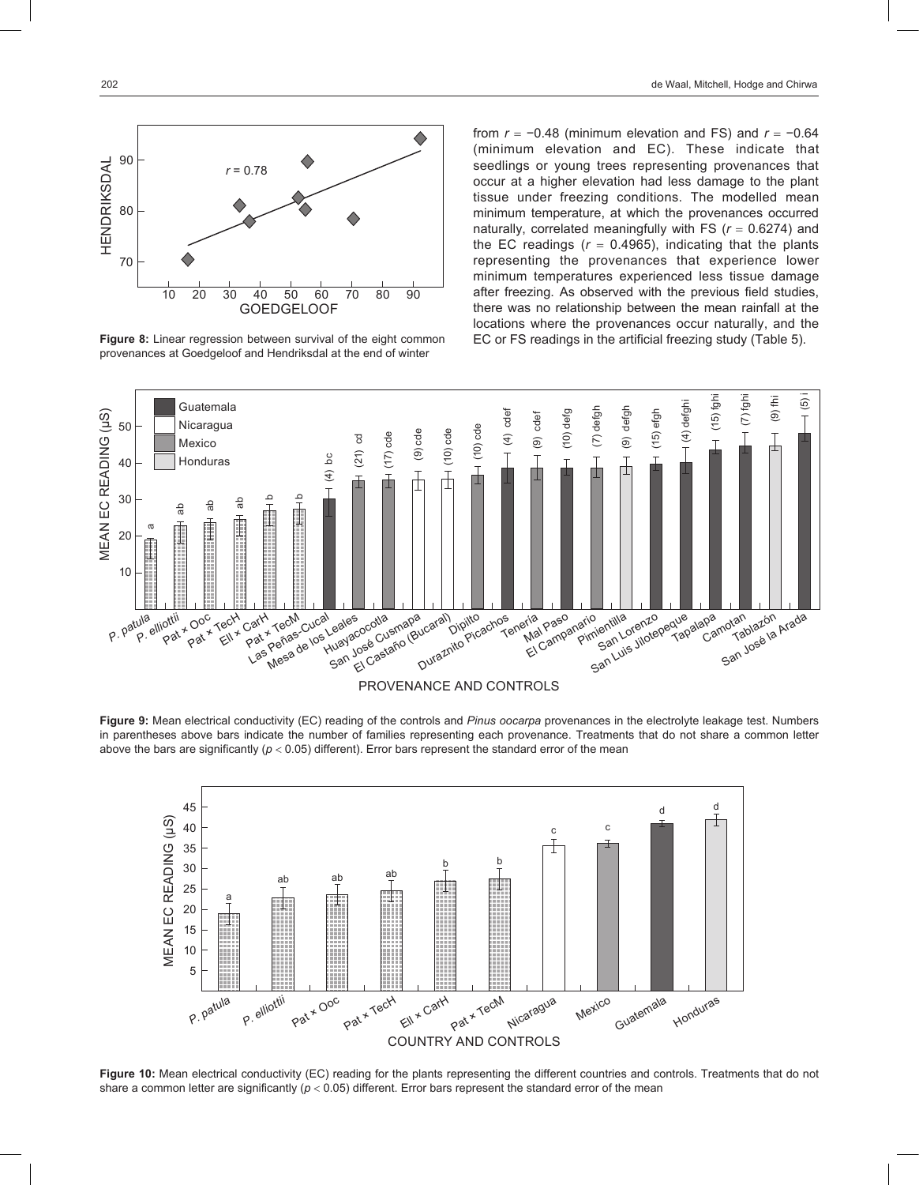from $r = -0.48$ (minimum elevation and FS) and $r = -0.64$ (minimum elevation and EC). These indicate that seedlings or young trees representing provenances that occur at a higher elevation had less damage to the plant tissue under freezing conditions. The modelled mean minimum temperature, at which the provenances occurred naturally, correlated meaningfully with FS ($r = 0.6274$) and the EC readings ($r = 0.4965$), indicating that the plants representing the provenances that experience lower minimum temperatures experienced less tissue damage after freezing. As observed with the previous field studies, there was no relationship between the mean rainfall at the locations where the provenances occur naturally, and the EC or FS readings in the artificial freezing study (Table 5).

**Figure 8:** Linear regression between survival of the eight common provenances at Goedgeloof and Hendriksdal at the end of winter

**Figure 9:** Mean electrical conductivity (EC) reading of the controls and *Pinus oocarpa* provenances in the electrolyte leakage test. Numbers in parentheses above bars indicate the number of families representing each provenance. Treatments that do not share a common letter above the bars are significantly ($p < 0.05$) different). Error bars represent the standard error of the mean

**Figure 10:** Mean electrical conductivity (EC) reading for the plants representing the different countries and controls. Treatments that do not share a common letter are significantly ($p < 0.05$) different. Error bars represent the standard error of the mean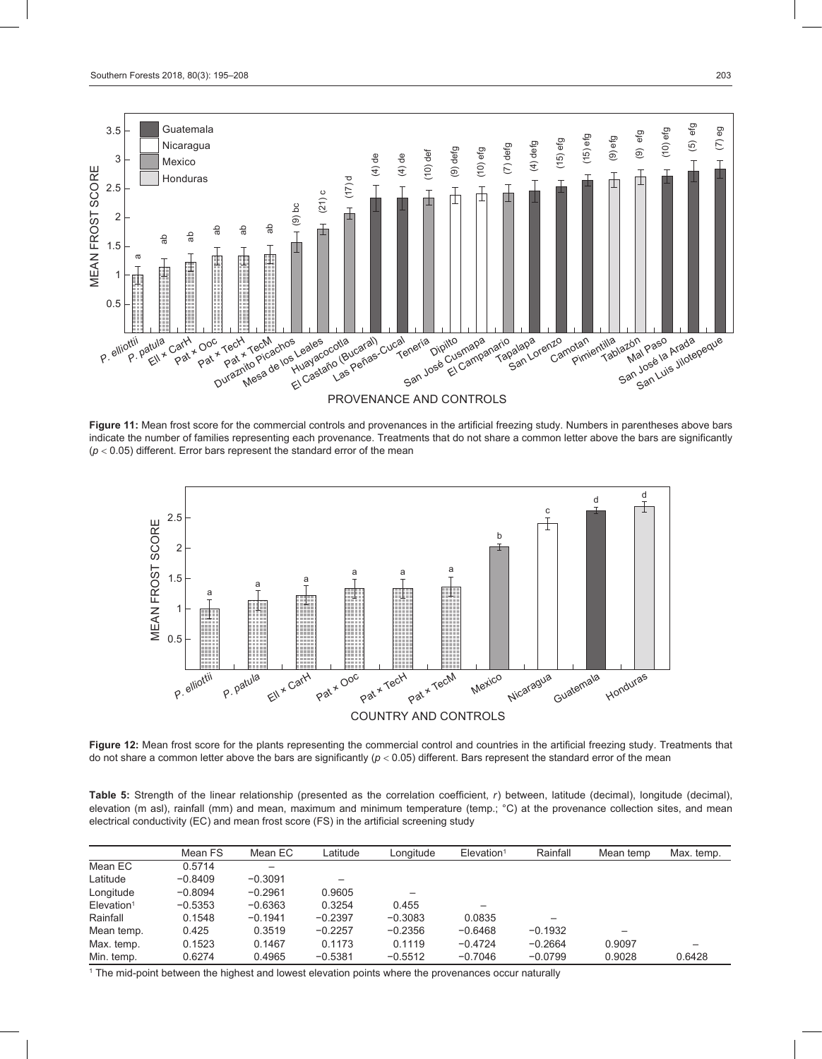**Figure 11:** Mean frost score for the commercial controls and provenances in the artificial freezing study. Numbers in parentheses above bars indicate the number of families representing each provenance. Treatments that do not share a common letter above the bars are significantly ($p < 0.05$) different. Error bars represent the standard error of the mean

**Figure 12:** Mean frost score for the plants representing the commercial control and countries in the artificial freezing study. Treatments that do not share a common letter above the bars are significantly ($p < 0.05$) different. Bars represent the standard error of the mean

**Table 5:** Strength of the linear relationship (presented as the correlation coefficient, *r*) between, latitude (decimal), longitude (decimal), elevation (m asl), rainfall (mm) and mean, maximum and minimum temperature (temp.; °C) at the provenance collection sites, and mean electrical conductivity (EC) and mean frost score (FS) in the artificial screening study

| | Mean FS | Mean EC | Latitude | Longitude | Elevation[1] | Rainfall | Mean temp | Max. temp. |
|---|---|---|---|---|---|---|---|---|
| Mean EC | 0.5714 | – | | | | | | |
| Latitude | −0.8409 | −0.3091 | – | | | | | |
| Longitude | −0.8094 | −0.2961 | 0.9605 | – | | | | |
| Elevation[1] | −0.5353 | −0.6363 | 0.3254 | 0.455 | – | | | |
| Rainfall | 0.1548 | −0.1941 | −0.2397 | −0.3083 | 0.0835 | – | | |
| Mean temp. | 0.425 | 0.3519 | −0.2257 | −0.2356 | −0.6468 | −0.1932 | – | |
| Max. temp. | 0.1523 | 0.1467 | 0.1173 | 0.1119 | −0.4724 | −0.2664 | 0.9097 | – |
| Min. temp. | 0.6274 | 0.4965 | −0.5381 | −0.5512 | −0.7046 | −0.0799 | 0.9028 | 0.6428 |

[1] The mid-point between the highest and lowest elevation points where the provenances occur naturally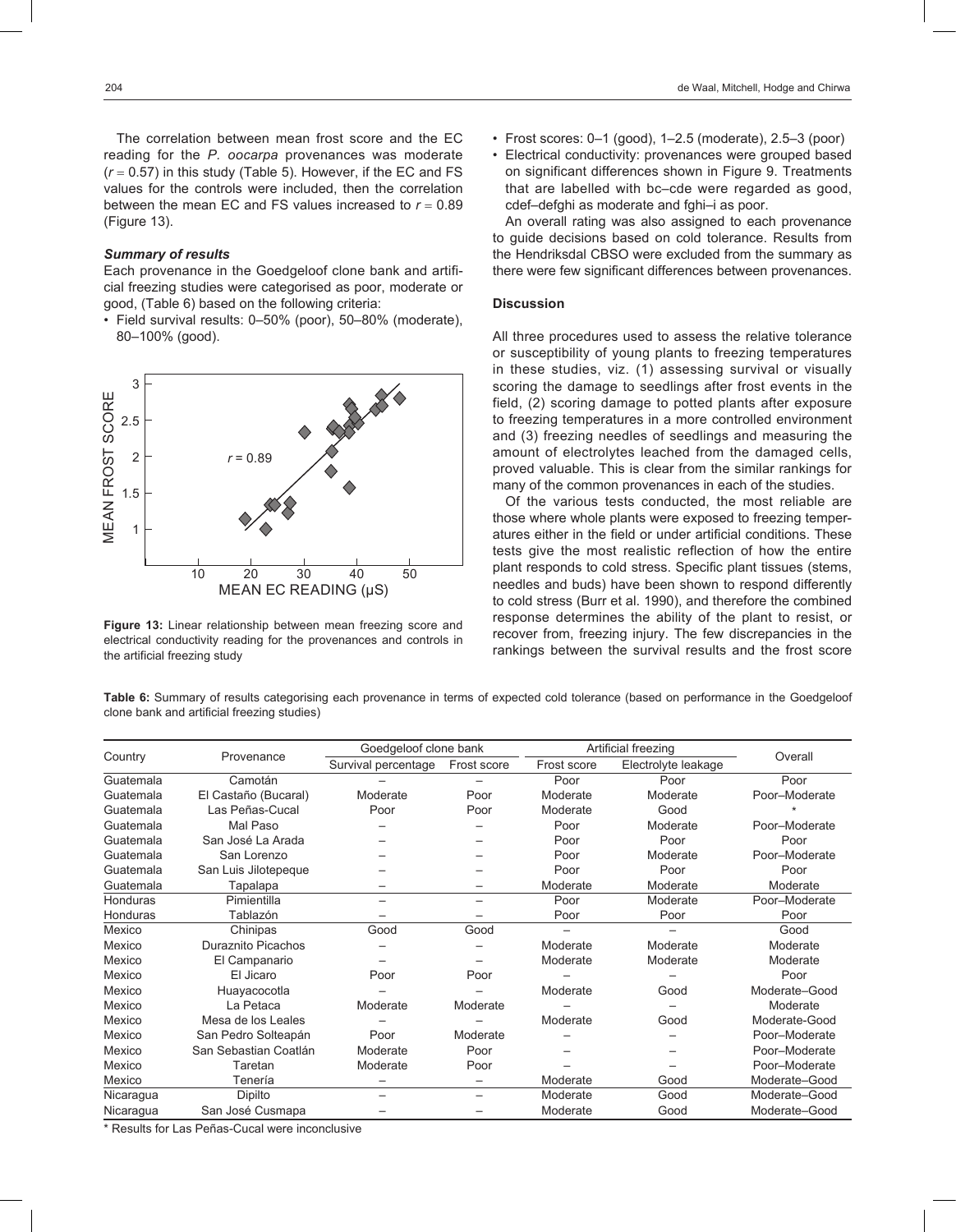The correlation between mean frost score and the EC reading for the *P. oocarpa* provenances was moderate ($r = 0.57$) in this study (Table 5). However, if the EC and FS values for the controls were included, then the correlation between the mean EC and FS values increased to $r = 0.89$ (Figure 13).

### *Summary of results*

Each provenance in the Goedgeloof clone bank and artificial freezing studies were categorised as poor, moderate or good, (Table 6) based on the following criteria:

- Field survival results: 0–50% (poor), 50–80% (moderate), 80–100% (good).
- Frost scores: 0–1 (good), 1–2.5 (moderate), 2.5–3 (poor)
- Electrical conductivity: provenances were grouped based on significant differences shown in Figure 9. Treatments that are labelled with bc–cde were regarded as good, cdef–defghi as moderate and fghi–i as poor.

**Figure 13:** Linear relationship between mean freezing score and electrical conductivity reading for the provenances and controls in the artificial freezing study

An overall rating was also assigned to each provenance to guide decisions based on cold tolerance. Results from the Hendriksdal CBSO were excluded from the summary as there were few significant differences between provenances.

## Discussion

All three procedures used to assess the relative tolerance or susceptibility of young plants to freezing temperatures in these studies, viz. (1) assessing survival or visually scoring the damage to seedlings after frost events in the field, (2) scoring damage to potted plants after exposure to freezing temperatures in a more controlled environment and (3) freezing needles of seedlings and measuring the amount of electrolytes leached from the damaged cells, proved valuable. This is clear from the similar rankings for many of the common provenances in each of the studies.

Of the various tests conducted, the most reliable are those where whole plants were exposed to freezing temperatures either in the field or under artificial conditions. These tests give the most realistic reflection of how the entire plant responds to cold stress. Specific plant tissues (stems, needles and buds) have been shown to respond differently to cold stress (Burr et al. 1990), and therefore the combined response determines the ability of the plant to resist, or recover from, freezing injury. The few discrepancies in the rankings between the survival results and the frost score

**Table 6:** Summary of results categorising each provenance in terms of expected cold tolerance (based on performance in the Goedgeloof clone bank and artificial freezing studies)

| Country | Provenance | Goedgeloof clone bank | | Artificial freezing | | Overall |
|---|---|---|---|---|---|---|
| | | Survival percentage | Frost score | Frost score | Electrolyte leakage | |
| Guatemala | Camotán | – | – | Poor | Poor | Poor |
| Guatemala | El Castaño (Bucaral) | Moderate | Poor | Moderate | Moderate | Poor–Moderate |
| Guatemala | Las Peñas-Cucal | Poor | Poor | Moderate | Good | * |
| Guatemala | Mal Paso | – | – | Poor | Moderate | Poor–Moderate |
| Guatemala | San José La Arada | – | – | Poor | Poor | Poor |
| Guatemala | San Lorenzo | – | – | Poor | Moderate | Poor–Moderate |
| Guatemala | San Luis Jilotepeque | – | – | Poor | Poor | Poor |
| Guatemala | Tapalapa | – | – | Moderate | Moderate | Moderate |
| Honduras | Pimientilla | – | – | Poor | Moderate | Poor–Moderate |
| Honduras | Tablazón | – | – | Poor | Poor | Poor |
| Mexico | Chinipas | Good | Good | – | – | Good |
| Mexico | Duraznito Picachos | – | – | Moderate | Moderate | Moderate |
| Mexico | El Campanario | – | – | Moderate | Moderate | Moderate |
| Mexico | El Jicaro | Poor | Poor | – | – | Poor |
| Mexico | Huayacocotla | – | – | Moderate | Good | Moderate–Good |
| Mexico | La Petaca | Moderate | Moderate | – | – | Moderate |
| Mexico | Mesa de los Leales | – | – | Moderate | Good | Moderate-Good |
| Mexico | San Pedro Solteapán | Poor | Moderate | – | – | Poor–Moderate |
| Mexico | San Sebastian Coatlán | Moderate | Poor | – | – | Poor–Moderate |
| Mexico | Taretan | Moderate | Poor | – | – | Poor–Moderate |
| Mexico | Tenería | – | – | Moderate | Good | Moderate–Good |
| Nicaragua | Dipilto | – | – | Moderate | Good | Moderate–Good |
| Nicaragua | San José Cusmapa | – | – | Moderate | Good | Moderate–Good |

\* Results for Las Peñas-Cucal were inconclusive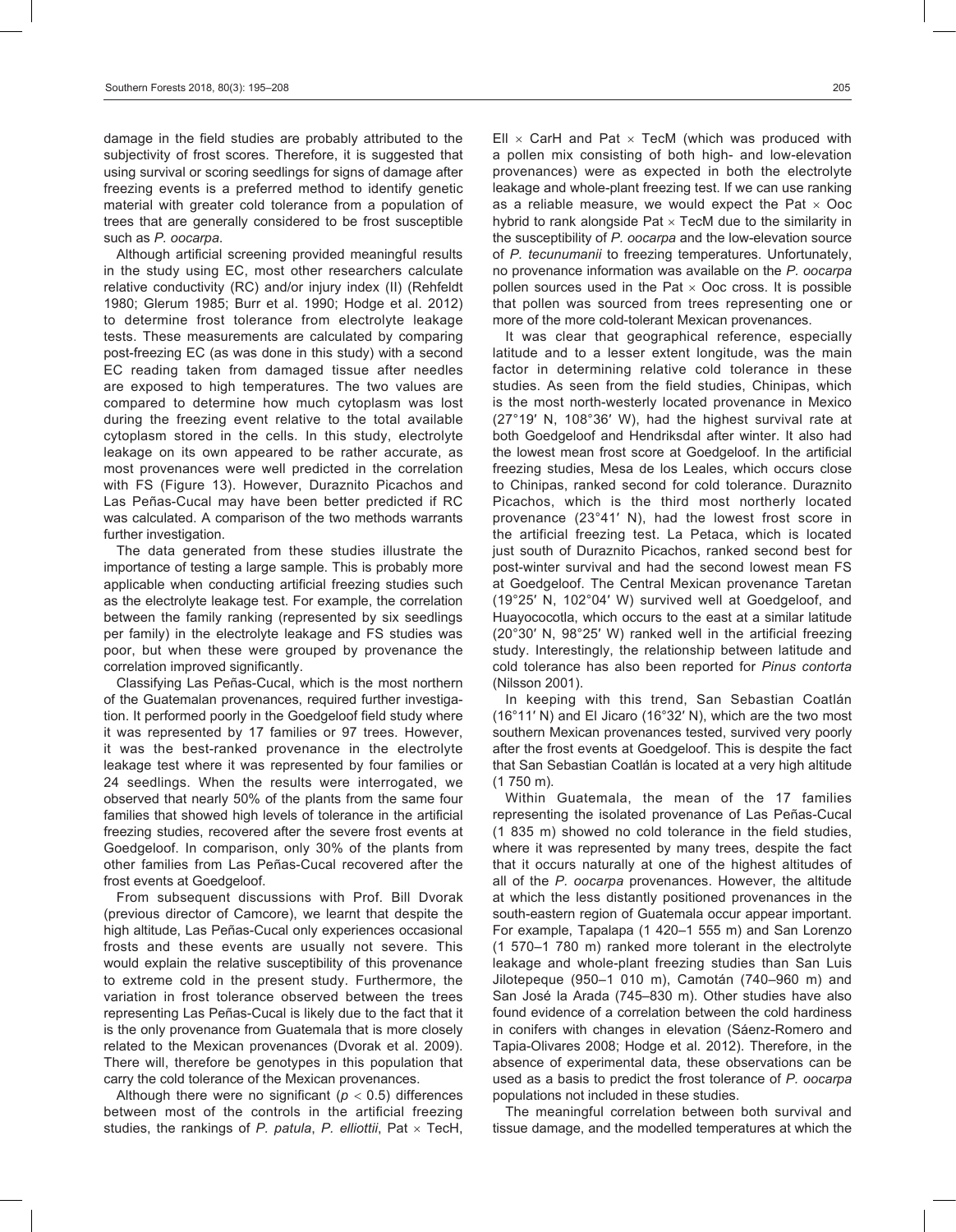damage in the field studies are probably attributed to the subjectivity of frost scores. Therefore, it is suggested that using survival or scoring seedlings for signs of damage after freezing events is a preferred method to identify genetic material with greater cold tolerance from a population of trees that are generally considered to be frost susceptible such as *P. oocarpa*.

Although artificial screening provided meaningful results in the study using EC, most other researchers calculate relative conductivity (RC) and/or injury index (II) (Rehfeldt 1980; Glerum 1985; Burr et al. 1990; Hodge et al. 2012) to determine frost tolerance from electrolyte leakage tests. These measurements are calculated by comparing post-freezing EC (as was done in this study) with a second EC reading taken from damaged tissue after needles are exposed to high temperatures. The two values are compared to determine how much cytoplasm was lost during the freezing event relative to the total available cytoplasm stored in the cells. In this study, electrolyte leakage on its own appeared to be rather accurate, as most provenances were well predicted in the correlation with FS (Figure 13). However, Duraznito Picachos and Las Peñas-Cucal may have been better predicted if RC was calculated. A comparison of the two methods warrants further investigation.

The data generated from these studies illustrate the importance of testing a large sample. This is probably more applicable when conducting artificial freezing studies such as the electrolyte leakage test. For example, the correlation between the family ranking (represented by six seedlings per family) in the electrolyte leakage and FS studies was poor, but when these were grouped by provenance the correlation improved significantly.

Classifying Las Peñas-Cucal, which is the most northern of the Guatemalan provenances, required further investigation. It performed poorly in the Goedgeloof field study where it was represented by 17 families or 97 trees. However, it was the best-ranked provenance in the electrolyte leakage test where it was represented by four families or 24 seedlings. When the results were interrogated, we observed that nearly 50% of the plants from the same four families that showed high levels of tolerance in the artificial freezing studies, recovered after the severe frost events at Goedgeloof. In comparison, only 30% of the plants from other families from Las Peñas-Cucal recovered after the frost events at Goedgeloof.

From subsequent discussions with Prof. Bill Dvorak (previous director of Camcore), we learnt that despite the high altitude, Las Peñas-Cucal only experiences occasional frosts and these events are usually not severe. This would explain the relative susceptibility of this provenance to extreme cold in the present study. Furthermore, the variation in frost tolerance observed between the trees representing Las Peñas-Cucal is likely due to the fact that it is the only provenance from Guatemala that is more closely related to the Mexican provenances (Dvorak et al. 2009). There will, therefore be genotypes in this population that carry the cold tolerance of the Mexican provenances.

Although there were no significant ($p < 0.5$) differences between most of the controls in the artificial freezing studies, the rankings of *P. patula*, *P. elliottii*, Pat × TecH, Ell × CarH and Pat × TecM (which was produced with a pollen mix consisting of both high- and low-elevation provenances) were as expected in both the electrolyte leakage and whole-plant freezing test. If we can use ranking as a reliable measure, we would expect the Pat × Ooc hybrid to rank alongside Pat × TecM due to the similarity in the susceptibility of *P. oocarpa* and the low-elevation source of *P. tecunumanii* to freezing temperatures. Unfortunately, no provenance information was available on the *P. oocarpa* pollen sources used in the Pat × Ooc cross. It is possible that pollen was sourced from trees representing one or more of the more cold-tolerant Mexican provenances.

It was clear that geographical reference, especially latitude and to a lesser extent longitude, was the main factor in determining relative cold tolerance in these studies. As seen from the field studies, Chinipas, which is the most north-westerly located provenance in Mexico (27°19′ N, 108°36′ W), had the highest survival rate at both Goedgeloof and Hendriksdal after winter. It also had the lowest mean frost score at Goedgeloof. In the artificial freezing studies, Mesa de los Leales, which occurs close to Chinipas, ranked second for cold tolerance. Duraznito Picachos, which is the third most northerly located provenance (23°41′ N), had the lowest frost score in the artificial freezing test. La Petaca, which is located just south of Duraznito Picachos, ranked second best for post-winter survival and had the second lowest mean FS at Goedgeloof. The Central Mexican provenance Taretan (19°25′ N, 102°04′ W) survived well at Goedgeloof, and Huayococotla, which occurs to the east at a similar latitude (20°30′ N, 98°25′ W) ranked well in the artificial freezing study. Interestingly, the relationship between latitude and cold tolerance has also been reported for *Pinus contorta* (Nilsson 2001).

In keeping with this trend, San Sebastian Coatlán (16°11′ N) and El Jicaro (16°32′ N), which are the two most southern Mexican provenances tested, survived very poorly after the frost events at Goedgeloof. This is despite the fact that San Sebastian Coatlán is located at a very high altitude (1 750 m).

Within Guatemala, the mean of the 17 families representing the isolated provenance of Las Peñas-Cucal (1 835 m) showed no cold tolerance in the field studies, where it was represented by many trees, despite the fact that it occurs naturally at one of the highest altitudes of all of the *P. oocarpa* provenances. However, the altitude at which the less distantly positioned provenances in the south-eastern region of Guatemala occur appear important. For example, Tapalapa (1 420–1 555 m) and San Lorenzo (1 570–1 780 m) ranked more tolerant in the electrolyte leakage and whole-plant freezing studies than San Luis Jilotepeque (950–1 010 m), Camotán (740–960 m) and San José la Arada (745–830 m). Other studies have also found evidence of a correlation between the cold hardiness in conifers with changes in elevation (Sáenz-Romero and Tapia-Olivares 2008; Hodge et al. 2012). Therefore, in the absence of experimental data, these observations can be used as a basis to predict the frost tolerance of *P. oocarpa* populations not included in these studies.

The meaningful correlation between both survival and tissue damage, and the modelled temperatures at which the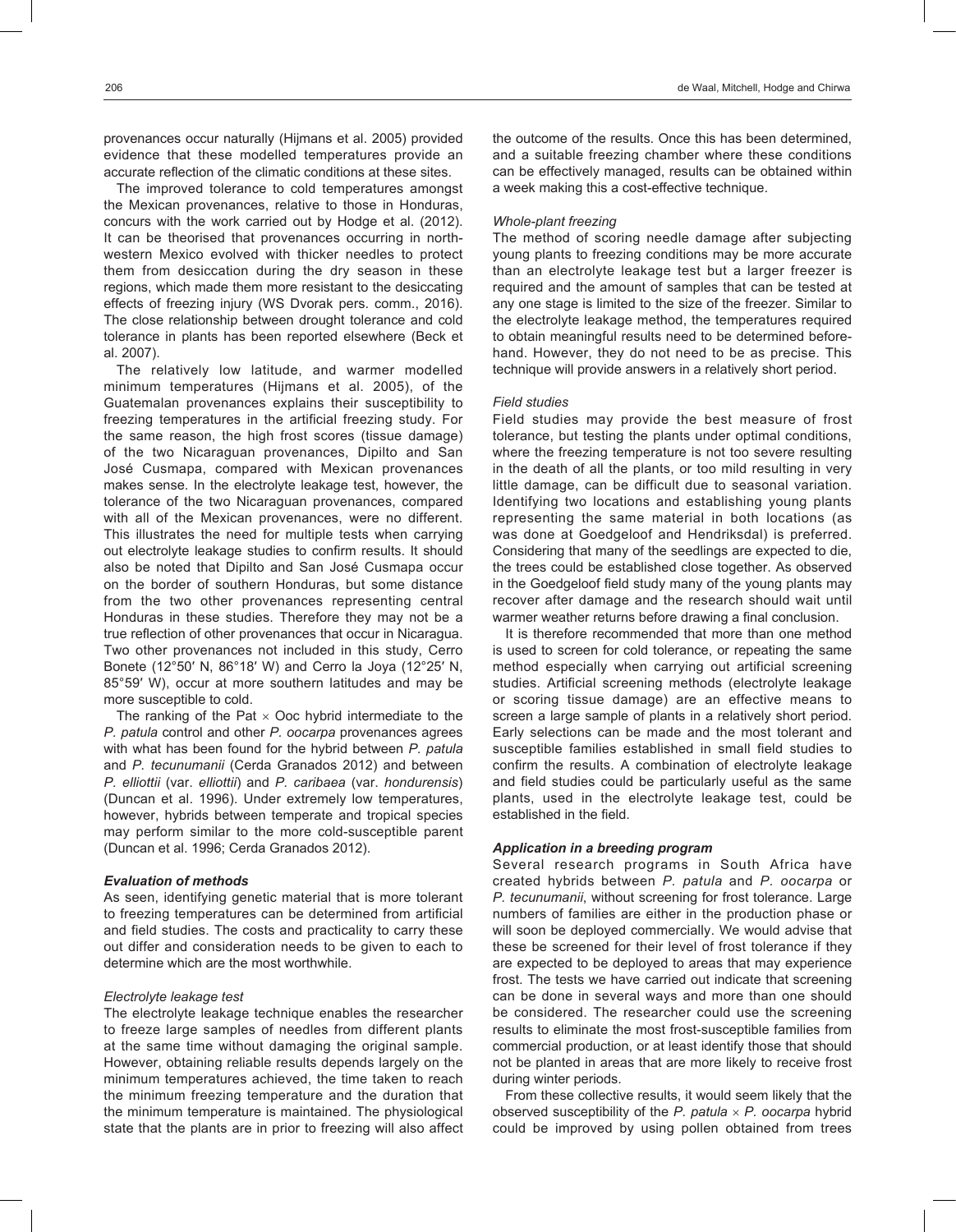provenances occur naturally (Hijmans et al. 2005) provided evidence that these modelled temperatures provide an accurate reflection of the climatic conditions at these sites.

The improved tolerance to cold temperatures amongst the Mexican provenances, relative to those in Honduras, concurs with the work carried out by Hodge et al. (2012). It can be theorised that provenances occurring in north-western Mexico evolved with thicker needles to protect them from desiccation during the dry season in these regions, which made them more resistant to the desiccating effects of freezing injury (WS Dvorak pers. comm., 2016). The close relationship between drought tolerance and cold tolerance in plants has been reported elsewhere (Beck et al. 2007).

The relatively low latitude, and warmer modelled minimum temperatures (Hijmans et al. 2005), of the Guatemalan provenances explains their susceptibility to freezing temperatures in the artificial freezing study. For the same reason, the high frost scores (tissue damage) of the two Nicaraguan provenances, Dipilto and San José Cusmapa, compared with Mexican provenances makes sense. In the electrolyte leakage test, however, the tolerance of the two Nicaraguan provenances, compared with all of the Mexican provenances, were no different. This illustrates the need for multiple tests when carrying out electrolyte leakage studies to confirm results. It should also be noted that Dipilto and San José Cusmapa occur on the border of southern Honduras, but some distance from the two other provenances representing central Honduras in these studies. Therefore they may not be a true reflection of other provenances that occur in Nicaragua. Two other provenances not included in this study, Cerro Bonete (12°50′ N, 86°18′ W) and Cerro la Joya (12°25′ N, 85°59′ W), occur at more southern latitudes and may be more susceptible to cold.

The ranking of the Pat × Ooc hybrid intermediate to the *P. patula* control and other *P. oocarpa* provenances agrees with what has been found for the hybrid between *P. patula* and *P. tecunumanii* (Cerda Granados 2012) and between *P. elliottii* (var. *elliottii*) and *P. caribaea* (var. *hondurensis*) (Duncan et al. 1996). Under extremely low temperatures, however, hybrids between temperate and tropical species may perform similar to the more cold-susceptible parent (Duncan et al. 1996; Cerda Granados 2012).

### Evaluation of methods

As seen, identifying genetic material that is more tolerant to freezing temperatures can be determined from artificial and field studies. The costs and practicality to carry these out differ and consideration needs to be given to each to determine which are the most worthwhile.

#### *Electrolyte leakage test*

The electrolyte leakage technique enables the researcher to freeze large samples of needles from different plants at the same time without damaging the original sample. However, obtaining reliable results depends largely on the minimum temperatures achieved, the time taken to reach the minimum freezing temperature and the duration that the minimum temperature is maintained. The physiological state that the plants are in prior to freezing will also affect the outcome of the results. Once this has been determined, and a suitable freezing chamber where these conditions can be effectively managed, results can be obtained within a week making this a cost-effective technique.

#### *Whole-plant freezing*

The method of scoring needle damage after subjecting young plants to freezing conditions may be more accurate than an electrolyte leakage test but a larger freezer is required and the amount of samples that can be tested at any one stage is limited to the size of the freezer. Similar to the electrolyte leakage method, the temperatures required to obtain meaningful results need to be determined beforehand. However, they do not need to be as precise. This technique will provide answers in a relatively short period.

#### *Field studies*

Field studies may provide the best measure of frost tolerance, but testing the plants under optimal conditions, where the freezing temperature is not too severe resulting in the death of all the plants, or too mild resulting in very little damage, can be difficult due to seasonal variation. Identifying two locations and establishing young plants representing the same material in both locations (as was done at Goedgeloof and Hendriksdal) is preferred. Considering that many of the seedlings are expected to die, the trees could be established close together. As observed in the Goedgeloof field study many of the young plants may recover after damage and the research should wait until warmer weather returns before drawing a final conclusion.

It is therefore recommended that more than one method is used to screen for cold tolerance, or repeating the same method especially when carrying out artificial screening studies. Artificial screening methods (electrolyte leakage or scoring tissue damage) are an effective means to screen a large sample of plants in a relatively short period. Early selections can be made and the most tolerant and susceptible families established in small field studies to confirm the results. A combination of electrolyte leakage and field studies could be particularly useful as the same plants, used in the electrolyte leakage test, could be established in the field.

### Application in a breeding program

Several research programs in South Africa have created hybrids between *P. patula* and *P. oocarpa* or *P. tecunumanii*, without screening for frost tolerance. Large numbers of families are either in the production phase or will soon be deployed commercially. We would advise that these be screened for their level of frost tolerance if they are expected to be deployed to areas that may experience frost. The tests we have carried out indicate that screening can be done in several ways and more than one should be considered. The researcher could use the screening results to eliminate the most frost-susceptible families from commercial production, or at least identify those that should not be planted in areas that are more likely to receive frost during winter periods.

From these collective results, it would seem likely that the observed susceptibility of the *P. patula* × *P. oocarpa* hybrid could be improved by using pollen obtained from trees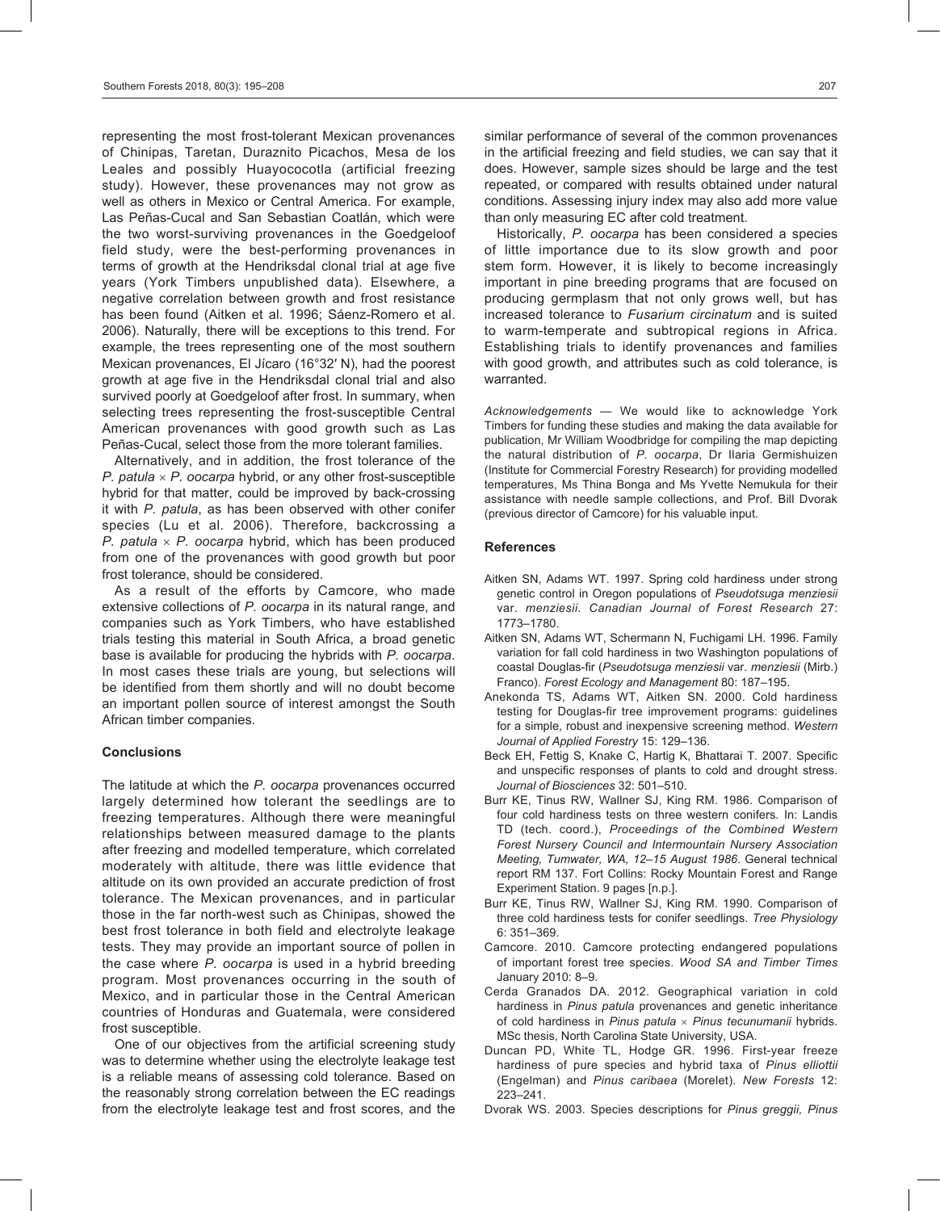representing the most frost-tolerant Mexican provenances of Chinipas, Taretan, Duraznito Picachos, Mesa de los Leales and possibly Huayococotla (artificial freezing study). However, these provenances may not grow as well as others in Mexico or Central America. For example, Las Peñas-Cucal and San Sebastian Coatlán, which were the two worst-surviving provenances in the Goedgeloof field study, were the best-performing provenances in terms of growth at the Hendriksdal clonal trial at age five years (York Timbers unpublished data). Elsewhere, a negative correlation between growth and frost resistance has been found (Aitken et al. 1996; Sáenz-Romero et al. 2006). Naturally, there will be exceptions to this trend. For example, the trees representing one of the most southern Mexican provenances, El Jícaro (16°32′ N), had the poorest growth at age five in the Hendriksdal clonal trial and also survived poorly at Goedgeloof after frost. In summary, when selecting trees representing the frost-susceptible Central American provenances with good growth such as Las Peñas-Cucal, select those from the more tolerant families.

Alternatively, and in addition, the frost tolerance of the *P. patula* × *P. oocarpa* hybrid, or any other frost-susceptible hybrid for that matter, could be improved by back-crossing it with *P. patula*, as has been observed with other conifer species (Lu et al. 2006). Therefore, backcrossing a *P. patula* × *P. oocarpa* hybrid, which has been produced from one of the provenances with good growth but poor frost tolerance, should be considered.

As a result of the efforts by Camcore, who made extensive collections of *P. oocarpa* in its natural range, and companies such as York Timbers, who have established trials testing this material in South Africa, a broad genetic base is available for producing the hybrids with *P. oocarpa*. In most cases these trials are young, but selections will be identified from them shortly and will no doubt become an important pollen source of interest amongst the South African timber companies.

## Conclusions

The latitude at which the *P. oocarpa* provenances occurred largely determined how tolerant the seedlings are to freezing temperatures. Although there were meaningful relationships between measured damage to the plants after freezing and modelled temperature, which correlated moderately with altitude, there was little evidence that altitude on its own provided an accurate prediction of frost tolerance. The Mexican provenances, and in particular those in the far north-west such as Chinipas, showed the best frost tolerance in both field and electrolyte leakage tests. They may provide an important source of pollen in the case where *P. oocarpa* is used in a hybrid breeding program. Most provenances occurring in the south of Mexico, and in particular those in the Central American countries of Honduras and Guatemala, were considered frost susceptible.

One of our objectives from the artificial screening study was to determine whether using the electrolyte leakage test is a reliable means of assessing cold tolerance. Based on the reasonably strong correlation between the EC readings from the electrolyte leakage test and frost scores, and the similar performance of several of the common provenances in the artificial freezing and field studies, we can say that it does. However, sample sizes should be large and the test repeated, or compared with results obtained under natural conditions. Assessing injury index may also add more value than only measuring EC after cold treatment.

Historically, *P. oocarpa* has been considered a species of little importance due to its slow growth and poor stem form. However, it is likely to become increasingly important in pine breeding programs that are focused on producing germplasm that not only grows well, but has increased tolerance to *Fusarium circinatum* and is suited to warm-temperate and subtropical regions in Africa. Establishing trials to identify provenances and families with good growth, and attributes such as cold tolerance, is warranted.

*Acknowledgements* — We would like to acknowledge York Timbers for funding these studies and making the data available for publication, Mr William Woodbridge for compiling the map depicting the natural distribution of *P. oocarpa*, Dr Ilaria Germishuizen (Institute for Commercial Forestry Research) for providing modelled temperatures, Ms Thina Bonga and Ms Yvette Nemukula for their assistance with needle sample collections, and Prof. Bill Dvorak (previous director of Camcore) for his valuable input.

## References

Aitken SN, Adams WT. 1997. Spring cold hardiness under strong genetic control in Oregon populations of *Pseudotsuga menziesii* var. *menziesii*. *Canadian Journal of Forest Research* 27: 1773–1780.

Aitken SN, Adams WT, Schermann N, Fuchigami LH. 1996. Family variation for fall cold hardiness in two Washington populations of coastal Douglas-fir (*Pseudotsuga menziesii* var. *menziesii* (Mirb.) Franco). *Forest Ecology and Management* 80: 187–195.

Anekonda TS, Adams WT, Aitken SN. 2000. Cold hardiness testing for Douglas-fir tree improvement programs: guidelines for a simple, robust and inexpensive screening method. *Western Journal of Applied Forestry* 15: 129–136.

Beck EH, Fettig S, Knake C, Hartig K, Bhattarai T. 2007. Specific and unspecific responses of plants to cold and drought stress. *Journal of Biosciences* 32: 501–510.

Burr KE, Tinus RW, Wallner SJ, King RM. 1986. Comparison of four cold hardiness tests on three western conifers. In: Landis TD (tech. coord.), *Proceedings of the Combined Western Forest Nursery Council and Intermountain Nursery Association Meeting, Tumwater, WA, 12–15 August 1986*. General technical report RM 137. Fort Collins: Rocky Mountain Forest and Range Experiment Station. 9 pages [n.p.].

Burr KE, Tinus RW, Wallner SJ, King RM. 1990. Comparison of three cold hardiness tests for conifer seedlings. *Tree Physiology* 6: 351–369.

Camcore. 2010. Camcore protecting endangered populations of important forest tree species. *Wood SA and Timber Times* January 2010: 8–9.

Cerda Granados DA. 2012. Geographical variation in cold hardiness in *Pinus patula* provenances and genetic inheritance of cold hardiness in *Pinus patula* × *Pinus tecunumanii* hybrids. MSc thesis, North Carolina State University, USA.

Duncan PD, White TL, Hodge GR. 1996. First-year freeze hardiness of pure species and hybrid taxa of *Pinus elliottii* (Engelman) and *Pinus caribaea* (Morelet). *New Forests* 12: 223–241.

Dvorak WS. 2003. Species descriptions for *Pinus greggii, Pinus*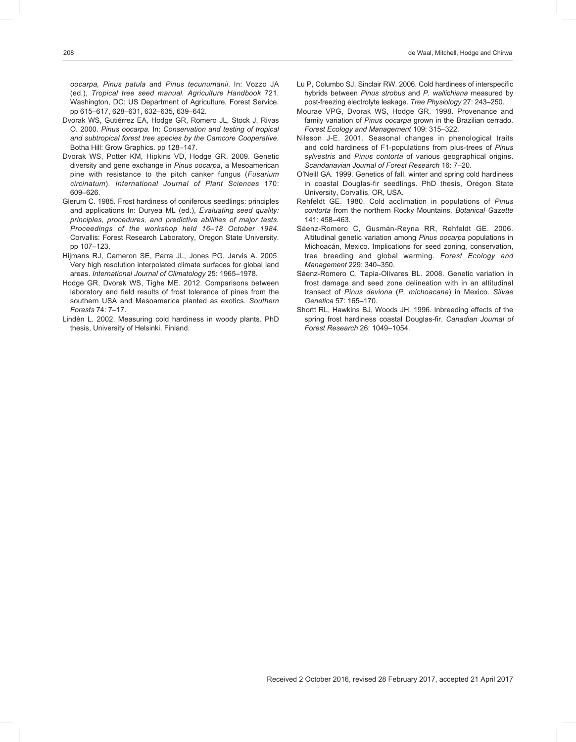*oocarpa, Pinus patula* and *Pinus tecunumanii*. In: Vozzo JA (ed.), *Tropical tree seed manual. Agriculture Handbook* 721. Washington, DC: US Department of Agriculture, Forest Service. pp 615–617, 628–631, 632–635, 639–642.

Dvorak WS, Gutiérrez EA, Hodge GR, Romero JL, Stock J, Rivas O. 2000. *Pinus oocarpa.* In: *Conservation and testing of tropical and subtropical forest tree species by the Camcore Cooperative*. Botha Hill: Grow Graphics. pp 128–147.

Dvorak WS, Potter KM, Hipkins VD, Hodge GR. 2009. Genetic diversity and gene exchange in *Pinus oocarpa*, a Mesoamerican pine with resistance to the pitch canker fungus (*Fusarium circinatum*). *International Journal of Plant Sciences* 170: 609–626.

Glerum C. 1985. Frost hardiness of coniferous seedlings: principles and applications In: Duryea ML (ed.), *Evaluating seed quality: principles, procedures, and predictive abilities of major tests. Proceedings of the workshop held 16–18 October 1984.* Corvallis: Forest Research Laboratory, Oregon State University. pp 107–123.

Hijmans RJ, Cameron SE, Parra JL, Jones PG, Jarvis A. 2005. Very high resolution interpolated climate surfaces for global land areas. *International Journal of Climatology* 25: 1965–1978.

Hodge GR, Dvorak WS, Tighe ME. 2012. Comparisons between laboratory and field results of frost tolerance of pines from the southern USA and Mesoamerica planted as exotics. *Southern Forests* 74: 7–17.

Lindén L. 2002. Measuring cold hardiness in woody plants. PhD thesis, University of Helsinki, Finland.

Lu P, Columbo SJ, Sinclair RW. 2006. Cold hardiness of interspecific hybrids between *Pinus strobus* and *P. wallichiana* measured by post-freezing electrolyte leakage. *Tree Physiology* 27: 243–250.

Mourae VPG, Dvorak WS, Hodge GR. 1998. Provenance and family variation of *Pinus oocarpa* grown in the Brazilian cerrado. *Forest Ecology and Management* 109: 315–322.

Nilsson J-E. 2001. Seasonal changes in phenological traits and cold hardiness of F1-populations from plus-trees of *Pinus sylvestris* and *Pinus contorta* of various geographical origins. *Scandanavian Journal of Forest Research* 16: 7–20.

O'Neill GA. 1999. Genetics of fall, winter and spring cold hardiness in coastal Douglas-fir seedlings. PhD thesis, Oregon State University, Corvallis, OR, USA.

Rehfeldt GE. 1980. Cold acclimation in populations of *Pinus contorta* from the northern Rocky Mountains. *Botanical Gazette* 141: 458–463.

Sáenz-Romero C, Gusmán-Reyna RR, Rehfeldt GE. 2006. Altitudinal genetic variation among *Pinus oocarpa* populations in Michoacán, Mexico. Implications for seed zoning, conservation, tree breeding and global warming. *Forest Ecology and Management* 229: 340–350.

Sáenz-Romero C, Tapia-Olivares BL. 2008. Genetic variation in frost damage and seed zone delineation with in an altitudinal transect of *Pinus deviona* (*P. michoacana*) in Mexico. *Silvae Genetica* 57: 165–170.

Shortt RL, Hawkins BJ, Woods JH. 1996. Inbreeding effects of the spring frost hardiness coastal Douglas-fir. *Canadian Journal of Forest Research* 26: 1049–1054.

Received 2 October 2016, revised 28 February 2017, accepted 21 April 2017